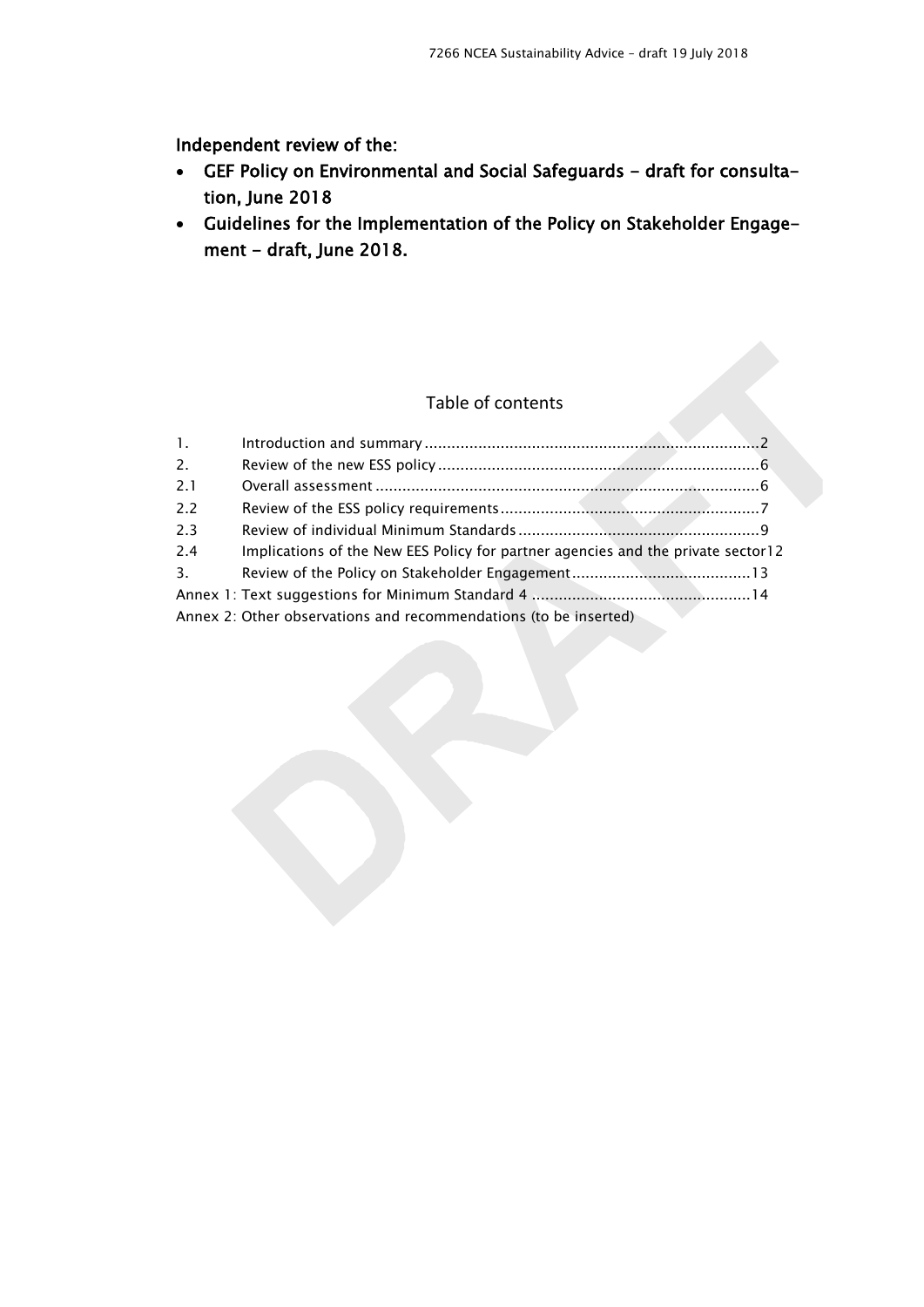**Independent review of the:**

- **GEF Policy on Environmental and Social Safeguards - draft for consultation, June 2018**
- **Guidelines for the Implementation of the Policy on Stakeholder Engagement - draft, June 2018.**

## Table of contents

| | | |
|---|---|---|
| 1. | Introduction and summary | 2 |
| 2. | Review of the new ESS policy | 6 |
| 2.1 | Overall assessment | 6 |
| 2.2 | Review of the ESS policy requirements | 7 |
| 2.3 | Review of individual Minimum Standards | 9 |
| 2.4 | Implications of the New EES Policy for partner agencies and the private sector | 12 |
| 3. | Review of the Policy on Stakeholder Engagement | 13 |
| Annex 1: | Text suggestions for Minimum Standard 4 | 14 |
| Annex 2: | Other observations and recommendations (to be inserted) | |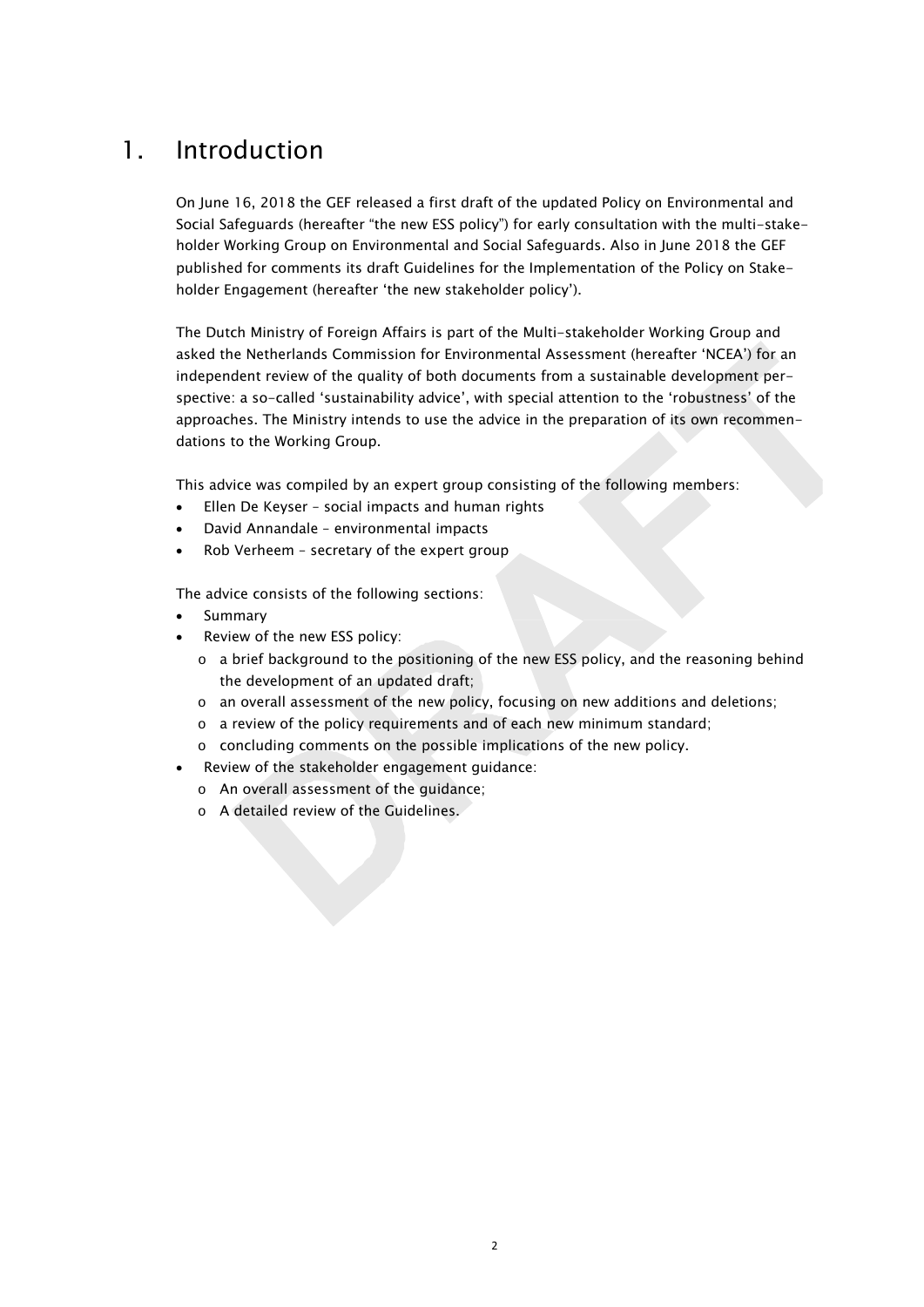# 1. Introduction

On June 16, 2018 the GEF released a first draft of the updated Policy on Environmental and Social Safeguards (hereafter "the new ESS policy") for early consultation with the multi-stakeholder Working Group on Environmental and Social Safeguards. Also in June 2018 the GEF published for comments its draft Guidelines for the Implementation of the Policy on Stakeholder Engagement (hereafter 'the new stakeholder policy').

The Dutch Ministry of Foreign Affairs is part of the Multi-stakeholder Working Group and asked the Netherlands Commission for Environmental Assessment (hereafter 'NCEA') for an independent review of the quality of both documents from a sustainable development perspective: a so-called 'sustainability advice', with special attention to the 'robustness' of the approaches. The Ministry intends to use the advice in the preparation of its own recommendations to the Working Group.

This advice was compiled by an expert group consisting of the following members:

- Ellen De Keyser – social impacts and human rights
- David Annandale – environmental impacts
- Rob Verheem – secretary of the expert group

The advice consists of the following sections:

- Summary
- Review of the new ESS policy:
  - a brief background to the positioning of the new ESS policy, and the reasoning behind the development of an updated draft;
  - an overall assessment of the new policy, focusing on new additions and deletions;
  - a review of the policy requirements and of each new minimum standard;
  - concluding comments on the possible implications of the new policy.
- Review of the stakeholder engagement guidance:
  - An overall assessment of the guidance;
  - A detailed review of the Guidelines.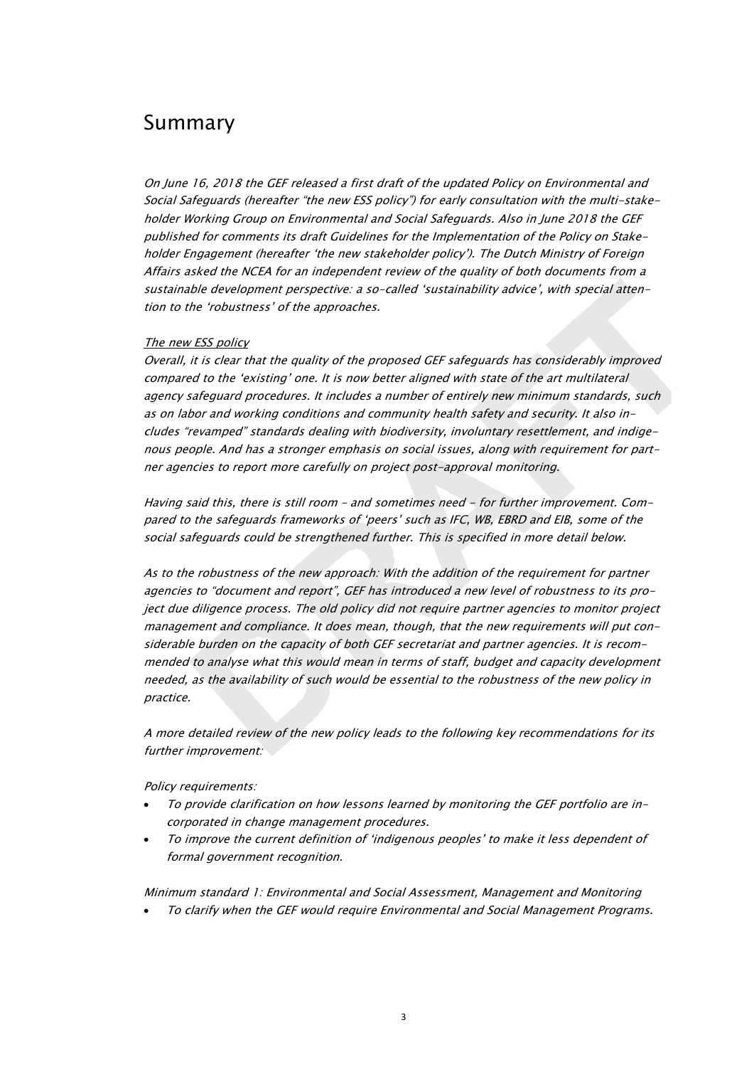# Summary

*On June 16, 2018 the GEF released a first draft of the updated Policy on Environmental and Social Safeguards (hereafter "the new ESS policy") for early consultation with the multi-stakeholder Working Group on Environmental and Social Safeguards. Also in June 2018 the GEF published for comments its draft Guidelines for the Implementation of the Policy on Stakeholder Engagement (hereafter 'the new stakeholder policy'). The Dutch Ministry of Foreign Affairs asked the NCEA for an independent review of the quality of both documents from a sustainable development perspective: a so-called 'sustainability advice', with special attention to the 'robustness' of the approaches.*

*The new ESS policy*

*Overall, it is clear that the quality of the proposed GEF safeguards has considerably improved compared to the 'existing' one. It is now better aligned with state of the art multilateral agency safeguard procedures. It includes a number of entirely new minimum standards, such as on labor and working conditions and community health safety and security. It also includes "revamped" standards dealing with biodiversity, involuntary resettlement, and indigenous people. And has a stronger emphasis on social issues, along with requirement for partner agencies to report more carefully on project post-approval monitoring.*

*Having said this, there is still room – and sometimes need – for further improvement. Compared to the safeguards frameworks of 'peers' such as IFC, WB, EBRD and EIB, some of the social safeguards could be strengthened further. This is specified in more detail below.*

*As to the robustness of the new approach: With the addition of the requirement for partner agencies to "document and report", GEF has introduced a new level of robustness to its project due diligence process. The old policy did not require partner agencies to monitor project management and compliance. It does mean, though, that the new requirements will put considerable burden on the capacity of both GEF secretariat and partner agencies. It is recommended to analyse what this would mean in terms of staff, budget and capacity development needed, as the availability of such would be essential to the robustness of the new policy in practice.*

*A more detailed review of the new policy leads to the following key recommendations for its further improvement:*

*Policy requirements:*

- *To provide clarification on how lessons learned by monitoring the GEF portfolio are incorporated in change management procedures.*
- *To improve the current definition of 'indigenous peoples' to make it less dependent of formal government recognition.*

*Minimum standard 1: Environmental and Social Assessment, Management and Monitoring*

- *To clarify when the GEF would require Environmental and Social Management Programs.*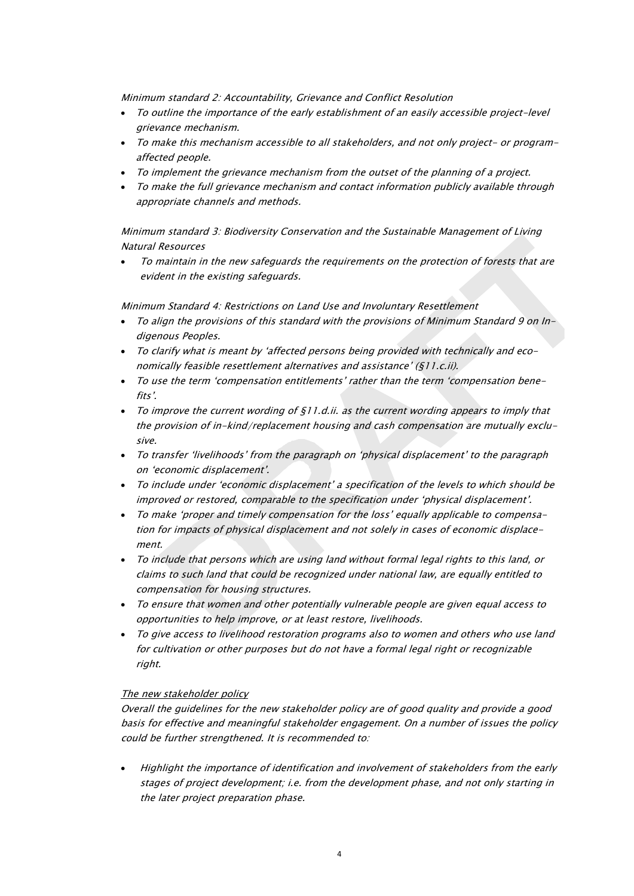*Minimum standard 2: Accountability, Grievance and Conflict Resolution*

- *To outline the importance of the early establishment of an easily accessible project-level grievance mechanism.*
- *To make this mechanism accessible to all stakeholders, and not only project- or program-affected people.*
- *To implement the grievance mechanism from the outset of the planning of a project.*
- *To make the full grievance mechanism and contact information publicly available through appropriate channels and methods.*

*Minimum standard 3: Biodiversity Conservation and the Sustainable Management of Living Natural Resources*

- *To maintain in the new safeguards the requirements on the protection of forests that are evident in the existing safeguards.*

*Minimum Standard 4: Restrictions on Land Use and Involuntary Resettlement*

- *To align the provisions of this standard with the provisions of Minimum Standard 9 on Indigenous Peoples.*
- *To clarify what is meant by 'affected persons being provided with technically and economically feasible resettlement alternatives and assistance' (§11.c.ii).*
- *To use the term 'compensation entitlements' rather than the term 'compensation benefits'.*
- *To improve the current wording of §11.d.ii. as the current wording appears to imply that the provision of in-kind/replacement housing and cash compensation are mutually exclusive.*
- *To transfer 'livelihoods' from the paragraph on 'physical displacement' to the paragraph on 'economic displacement'.*
- *To include under 'economic displacement' a specification of the levels to which should be improved or restored, comparable to the specification under 'physical displacement'.*
- *To make 'proper and timely compensation for the loss' equally applicable to compensation for impacts of physical displacement and not solely in cases of economic displacement.*
- *To include that persons which are using land without formal legal rights to this land, or claims to such land that could be recognized under national law, are equally entitled to compensation for housing structures.*
- *To ensure that women and other potentially vulnerable people are given equal access to opportunities to help improve, or at least restore, livelihoods.*
- *To give access to livelihood restoration programs also to women and others who use land for cultivation or other purposes but do not have a formal legal right or recognizable right.*

*The new stakeholder policy*

*Overall the guidelines for the new stakeholder policy are of good quality and provide a good basis for effective and meaningful stakeholder engagement. On a number of issues the policy could be further strengthened. It is recommended to:*

- *Highlight the importance of identification and involvement of stakeholders from the early stages of project development; i.e. from the development phase, and not only starting in the later project preparation phase.*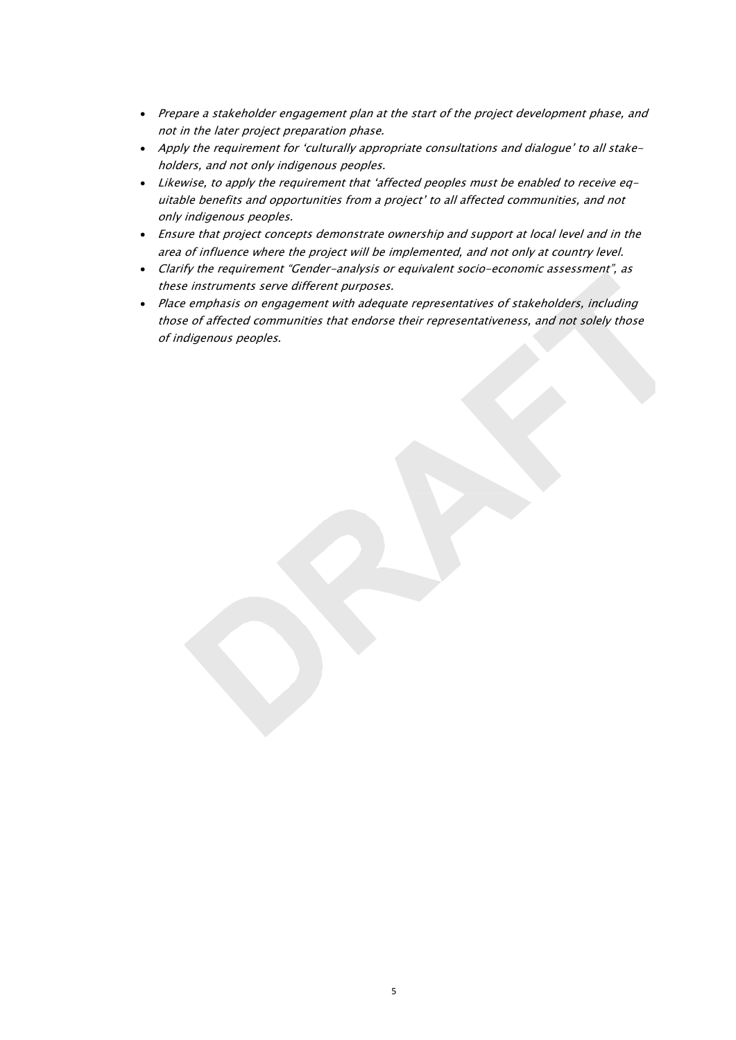- *Prepare a stakeholder engagement plan at the start of the project development phase, and not in the later project preparation phase.*
- *Apply the requirement for 'culturally appropriate consultations and dialogue' to all stakeholders, and not only indigenous peoples.*
- *Likewise, to apply the requirement that 'affected peoples must be enabled to receive equitable benefits and opportunities from a project' to all affected communities, and not only indigenous peoples.*
- *Ensure that project concepts demonstrate ownership and support at local level and in the area of influence where the project will be implemented, and not only at country level.*
- *Clarify the requirement "Gender-analysis or equivalent socio-economic assessment", as these instruments serve different purposes.*
- *Place emphasis on engagement with adequate representatives of stakeholders, including those of affected communities that endorse their representativeness, and not solely those of indigenous peoples.*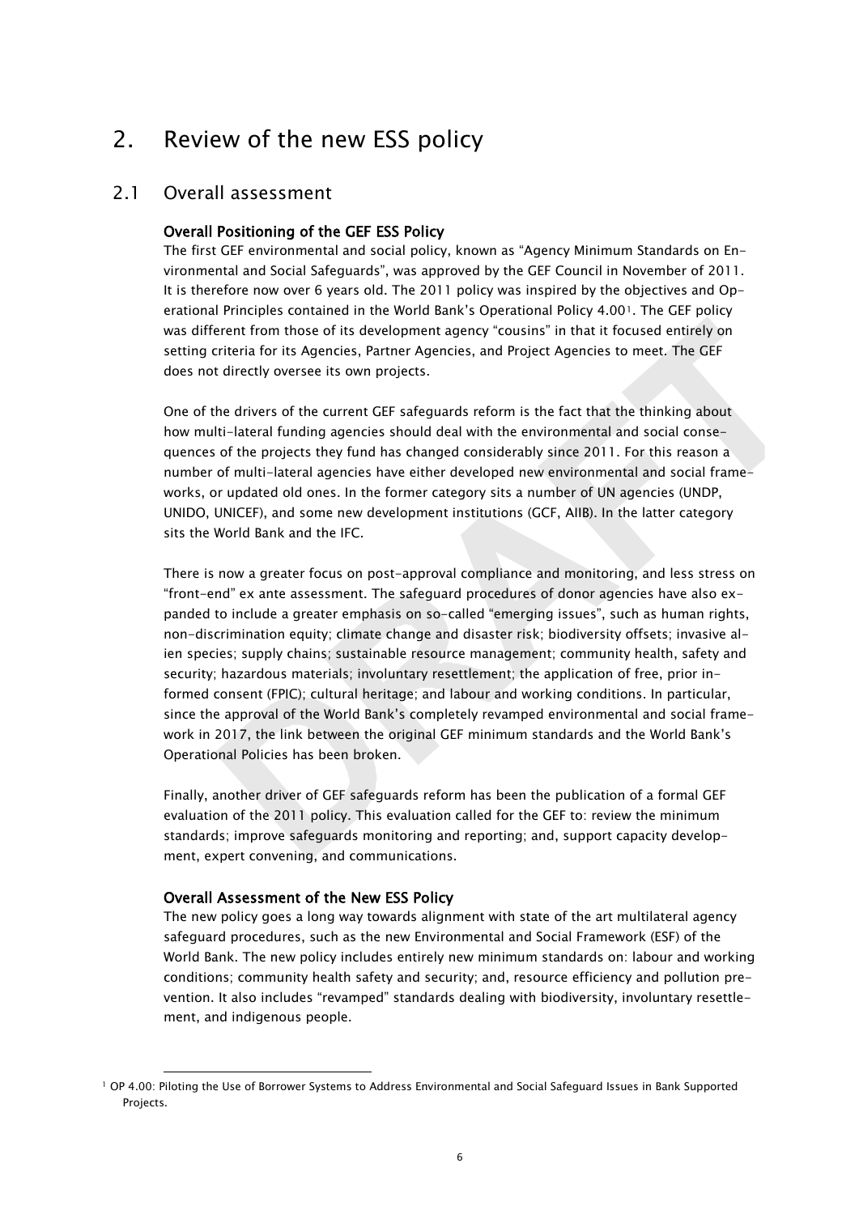# 2. Review of the new ESS policy

## 2.1 Overall assessment

### Overall Positioning of the GEF ESS Policy

The first GEF environmental and social policy, known as "Agency Minimum Standards on Environmental and Social Safeguards", was approved by the GEF Council in November of 2011. It is therefore now over 6 years old. The 2011 policy was inspired by the objectives and Operational Principles contained in the World Bank's Operational Policy 4.00[1]. The GEF policy was different from those of its development agency "cousins" in that it focused entirely on setting criteria for its Agencies, Partner Agencies, and Project Agencies to meet. The GEF does not directly oversee its own projects.

One of the drivers of the current GEF safeguards reform is the fact that the thinking about how multi-lateral funding agencies should deal with the environmental and social consequences of the projects they fund has changed considerably since 2011. For this reason a number of multi-lateral agencies have either developed new environmental and social frameworks, or updated old ones. In the former category sits a number of UN agencies (UNDP, UNIDO, UNICEF), and some new development institutions (GCF, AIIB). In the latter category sits the World Bank and the IFC.

There is now a greater focus on post-approval compliance and monitoring, and less stress on "front-end" ex ante assessment. The safeguard procedures of donor agencies have also expanded to include a greater emphasis on so-called "emerging issues", such as human rights, non-discrimination equity; climate change and disaster risk; biodiversity offsets; invasive alien species; supply chains; sustainable resource management; community health, safety and security; hazardous materials; involuntary resettlement; the application of free, prior informed consent (FPIC); cultural heritage; and labour and working conditions. In particular, since the approval of the World Bank's completely revamped environmental and social framework in 2017, the link between the original GEF minimum standards and the World Bank's Operational Policies has been broken.

Finally, another driver of GEF safeguards reform has been the publication of a formal GEF evaluation of the 2011 policy. This evaluation called for the GEF to: review the minimum standards; improve safeguards monitoring and reporting; and, support capacity development, expert convening, and communications.

### Overall Assessment of the New ESS Policy

The new policy goes a long way towards alignment with state of the art multilateral agency safeguard procedures, such as the new Environmental and Social Framework (ESF) of the World Bank. The new policy includes entirely new minimum standards on: labour and working conditions; community health safety and security; and, resource efficiency and pollution prevention. It also includes "revamped" standards dealing with biodiversity, involuntary resettlement, and indigenous people.

---

[1] OP 4.00: Piloting the Use of Borrower Systems to Address Environmental and Social Safeguard Issues in Bank Supported Projects.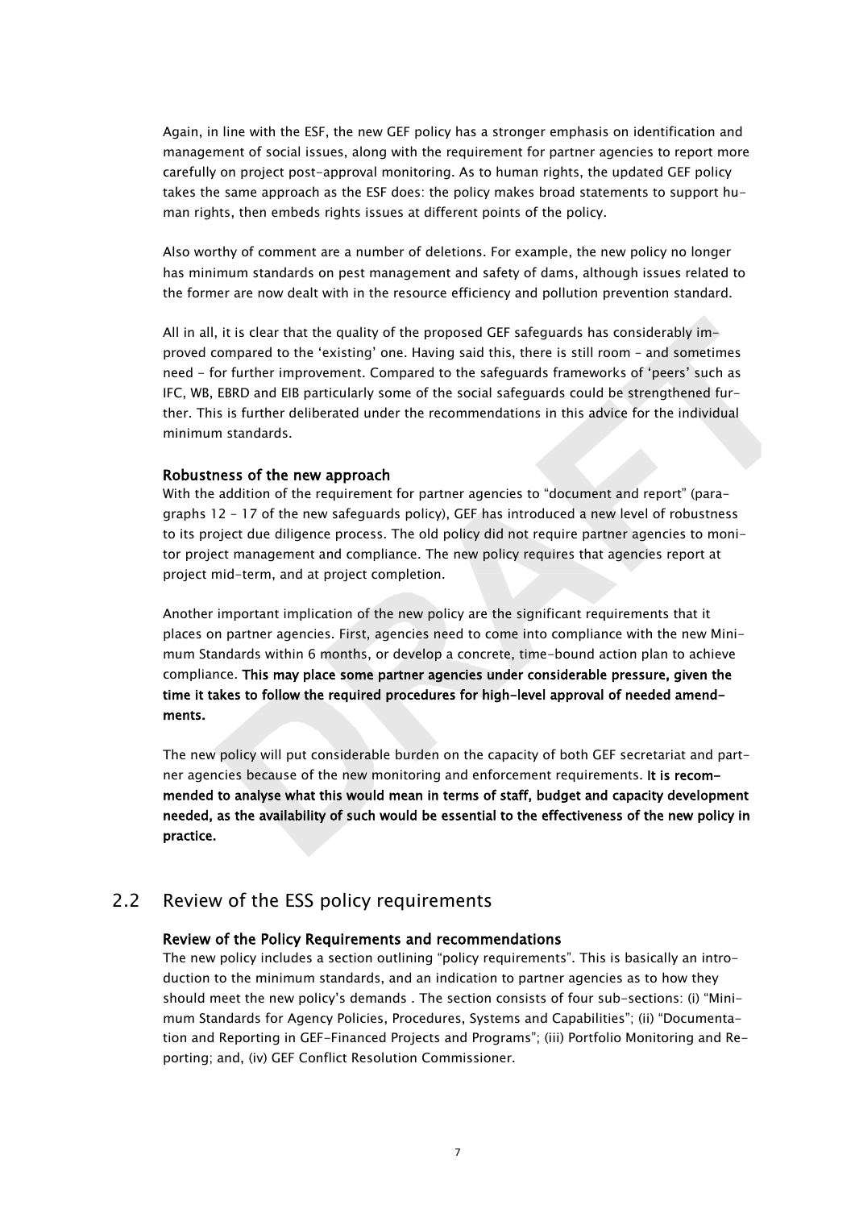Again, in line with the ESF, the new GEF policy has a stronger emphasis on identification and management of social issues, along with the requirement for partner agencies to report more carefully on project post-approval monitoring. As to human rights, the updated GEF policy takes the same approach as the ESF does: the policy makes broad statements to support human rights, then embeds rights issues at different points of the policy.

Also worthy of comment are a number of deletions. For example, the new policy no longer has minimum standards on pest management and safety of dams, although issues related to the former are now dealt with in the resource efficiency and pollution prevention standard.

All in all, it is clear that the quality of the proposed GEF safeguards has considerably improved compared to the 'existing' one. Having said this, there is still room – and sometimes need – for further improvement. Compared to the safeguards frameworks of 'peers' such as IFC, WB, EBRD and EIB particularly some of the social safeguards could be strengthened further. This is further deliberated under the recommendations in this advice for the individual minimum standards.

**Robustness of the new approach**

With the addition of the requirement for partner agencies to "document and report" (paragraphs 12 – 17 of the new safeguards policy), GEF has introduced a new level of robustness to its project due diligence process. The old policy did not require partner agencies to monitor project management and compliance. The new policy requires that agencies report at project mid-term, and at project completion.

Another important implication of the new policy are the significant requirements that it places on partner agencies. First, agencies need to come into compliance with the new Minimum Standards within 6 months, or develop a concrete, time-bound action plan to achieve compliance. **This may place some partner agencies under considerable pressure, given the time it takes to follow the required procedures for high-level approval of needed amendments.**

The new policy will put considerable burden on the capacity of both GEF secretariat and partner agencies because of the new monitoring and enforcement requirements. **It is recommended to analyse what this would mean in terms of staff, budget and capacity development needed, as the availability of such would be essential to the effectiveness of the new policy in practice.**

## 2.2 Review of the ESS policy requirements

**Review of the Policy Requirements and recommendations**

The new policy includes a section outlining "policy requirements". This is basically an introduction to the minimum standards, and an indication to partner agencies as to how they should meet the new policy's demands . The section consists of four sub-sections: (i) "Minimum Standards for Agency Policies, Procedures, Systems and Capabilities"; (ii) "Documentation and Reporting in GEF-Financed Projects and Programs"; (iii) Portfolio Monitoring and Reporting; and, (iv) GEF Conflict Resolution Commissioner.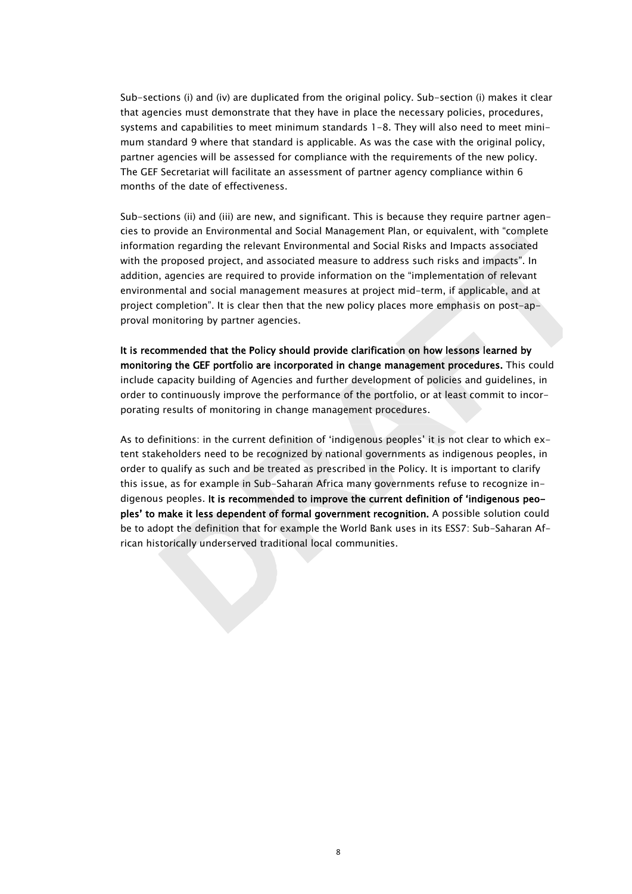Sub-sections (i) and (iv) are duplicated from the original policy. Sub-section (i) makes it clear that agencies must demonstrate that they have in place the necessary policies, procedures, systems and capabilities to meet minimum standards 1-8. They will also need to meet minimum standard 9 where that standard is applicable. As was the case with the original policy, partner agencies will be assessed for compliance with the requirements of the new policy. The GEF Secretariat will facilitate an assessment of partner agency compliance within 6 months of the date of effectiveness.

Sub-sections (ii) and (iii) are new, and significant. This is because they require partner agencies to provide an Environmental and Social Management Plan, or equivalent, with "complete information regarding the relevant Environmental and Social Risks and Impacts associated with the proposed project, and associated measure to address such risks and impacts". In addition, agencies are required to provide information on the "implementation of relevant environmental and social management measures at project mid-term, if applicable, and at project completion". It is clear then that the new policy places more emphasis on post-approval monitoring by partner agencies.

**It is recommended that the Policy should provide clarification on how lessons learned by monitoring the GEF portfolio are incorporated in change management procedures.** This could include capacity building of Agencies and further development of policies and guidelines, in order to continuously improve the performance of the portfolio, or at least commit to incorporating results of monitoring in change management procedures.

As to definitions: in the current definition of 'indigenous peoples' it is not clear to which extent stakeholders need to be recognized by national governments as indigenous peoples, in order to qualify as such and be treated as prescribed in the Policy. It is important to clarify this issue, as for example in Sub-Saharan Africa many governments refuse to recognize indigenous peoples. **It is recommended to improve the current definition of 'indigenous peoples' to make it less dependent of formal government recognition.** A possible solution could be to adopt the definition that for example the World Bank uses in its ESS7: Sub-Saharan African historically underserved traditional local communities.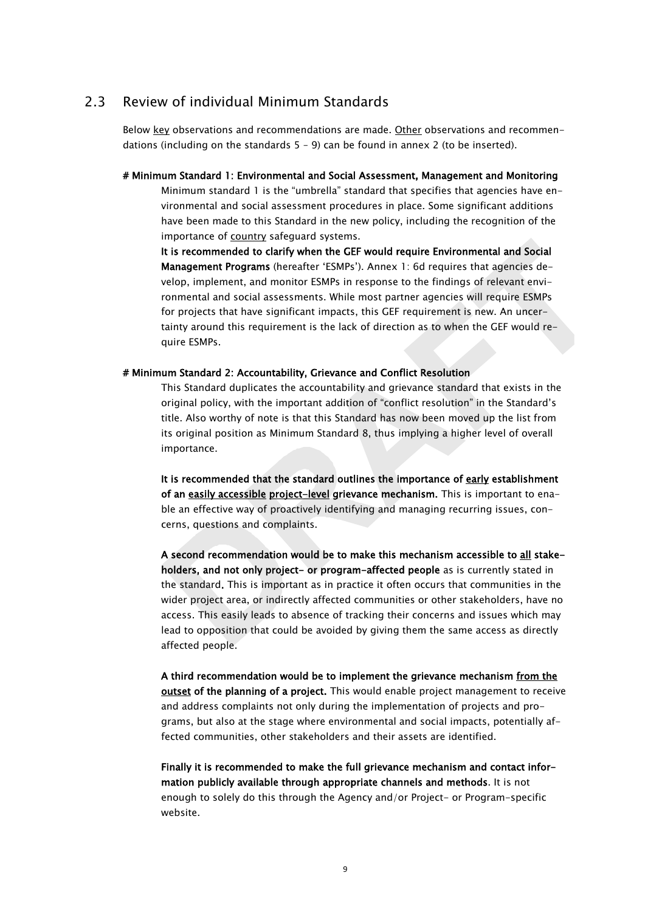## 2.3 Review of individual Minimum Standards

Below key observations and recommendations are made. Other observations and recommendations (including on the standards 5 – 9) can be found in annex 2 (to be inserted).

**# Minimum Standard 1: Environmental and Social Assessment, Management and Monitoring**

Minimum standard 1 is the "umbrella" standard that specifies that agencies have environmental and social assessment procedures in place. Some significant additions have been made to this Standard in the new policy, including the recognition of the importance of country safeguard systems.

**It is recommended to clarify when the GEF would require Environmental and Social Management Programs** (hereafter 'ESMPs'). Annex 1: 6d requires that agencies develop, implement, and monitor ESMPs in response to the findings of relevant environmental and social assessments. While most partner agencies will require ESMPs for projects that have significant impacts, this GEF requirement is new. An uncertainty around this requirement is the lack of direction as to when the GEF would require ESMPs.

**# Minimum Standard 2: Accountability, Grievance and Conflict Resolution**

This Standard duplicates the accountability and grievance standard that exists in the original policy, with the important addition of "conflict resolution" in the Standard's title. Also worthy of note is that this Standard has now been moved up the list from its original position as Minimum Standard 8, thus implying a higher level of overall importance.

**It is recommended that the standard outlines the importance of early establishment of an easily accessible project-level grievance mechanism.** This is important to enable an effective way of proactively identifying and managing recurring issues, concerns, questions and complaints.

**A second recommendation would be to make this mechanism accessible to all stakeholders, and not only project- or program-affected people** as is currently stated in the standard. This is important as in practice it often occurs that communities in the wider project area, or indirectly affected communities or other stakeholders, have no access. This easily leads to absence of tracking their concerns and issues which may lead to opposition that could be avoided by giving them the same access as directly affected people.

**A third recommendation would be to implement the grievance mechanism from the outset of the planning of a project.** This would enable project management to receive and address complaints not only during the implementation of projects and programs, but also at the stage where environmental and social impacts, potentially affected communities, other stakeholders and their assets are identified.

**Finally it is recommended to make the full grievance mechanism and contact information publicly available through appropriate channels and methods**. It is not enough to solely do this through the Agency and/or Project- or Program-specific website.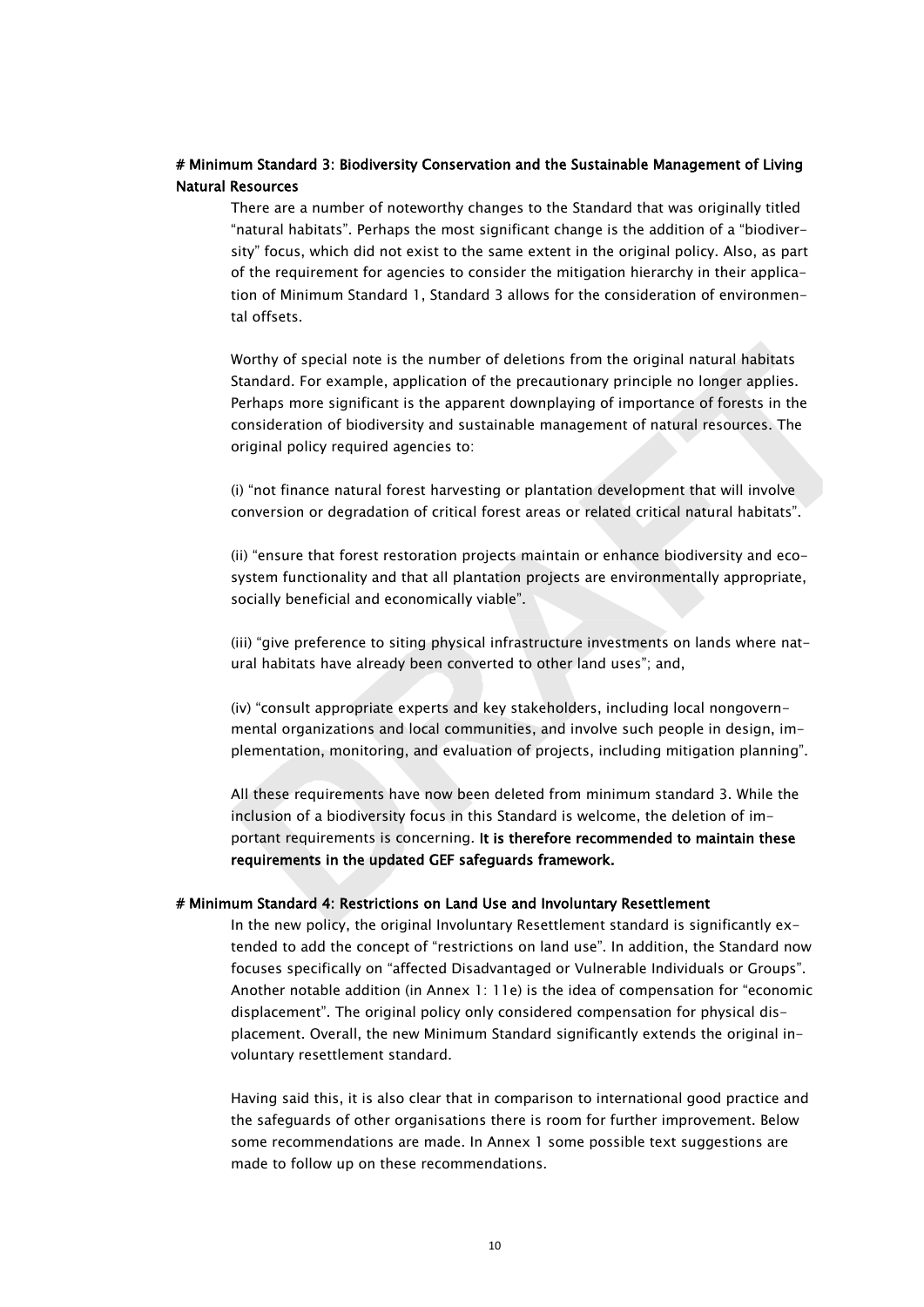# Minimum Standard 3: Biodiversity Conservation and the Sustainable Management of Living Natural Resources

There are a number of noteworthy changes to the Standard that was originally titled "natural habitats". Perhaps the most significant change is the addition of a "biodiversity" focus, which did not exist to the same extent in the original policy. Also, as part of the requirement for agencies to consider the mitigation hierarchy in their application of Minimum Standard 1, Standard 3 allows for the consideration of environmental offsets.

Worthy of special note is the number of deletions from the original natural habitats Standard. For example, application of the precautionary principle no longer applies. Perhaps more significant is the apparent downplaying of importance of forests in the consideration of biodiversity and sustainable management of natural resources. The original policy required agencies to:

(i) "not finance natural forest harvesting or plantation development that will involve conversion or degradation of critical forest areas or related critical natural habitats".

(ii) "ensure that forest restoration projects maintain or enhance biodiversity and ecosystem functionality and that all plantation projects are environmentally appropriate, socially beneficial and economically viable".

(iii) "give preference to siting physical infrastructure investments on lands where natural habitats have already been converted to other land uses"; and,

(iv) "consult appropriate experts and key stakeholders, including local nongovernmental organizations and local communities, and involve such people in design, implementation, monitoring, and evaluation of projects, including mitigation planning".

All these requirements have now been deleted from minimum standard 3. While the inclusion of a biodiversity focus in this Standard is welcome, the deletion of important requirements is concerning. **It is therefore recommended to maintain these requirements in the updated GEF safeguards framework.**

# Minimum Standard 4: Restrictions on Land Use and Involuntary Resettlement

In the new policy, the original Involuntary Resettlement standard is significantly extended to add the concept of "restrictions on land use". In addition, the Standard now focuses specifically on "affected Disadvantaged or Vulnerable Individuals or Groups". Another notable addition (in Annex 1: 11e) is the idea of compensation for "economic displacement". The original policy only considered compensation for physical displacement. Overall, the new Minimum Standard significantly extends the original involuntary resettlement standard.

Having said this, it is also clear that in comparison to international good practice and the safeguards of other organisations there is room for further improvement. Below some recommendations are made. In Annex 1 some possible text suggestions are made to follow up on these recommendations.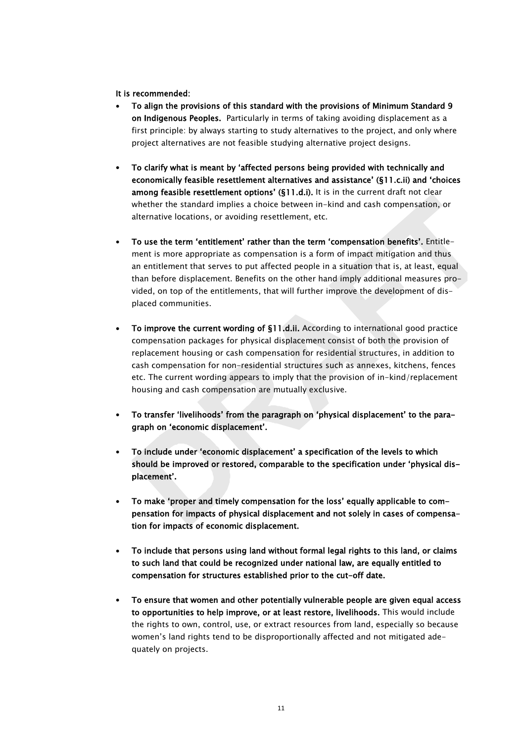**It is recommended:**

- **To align the provisions of this standard with the provisions of Minimum Standard 9 on Indigenous Peoples.** Particularly in terms of taking avoiding displacement as a first principle: by always starting to study alternatives to the project, and only where project alternatives are not feasible studying alternative project designs.

- **To clarify what is meant by 'affected persons being provided with technically and economically feasible resettlement alternatives and assistance' (§11.c.ii) and 'choices among feasible resettlement options' (§11.d.i).** It is in the current draft not clear whether the standard implies a choice between in-kind and cash compensation, or alternative locations, or avoiding resettlement, etc.

- **To use the term 'entitlement' rather than the term 'compensation benefits'.** Entitlement is more appropriate as compensation is a form of impact mitigation and thus an entitlement that serves to put affected people in a situation that is, at least, equal than before displacement. Benefits on the other hand imply additional measures provided, on top of the entitlements, that will further improve the development of displaced communities.

- **To improve the current wording of §11.d.ii.** According to international good practice compensation packages for physical displacement consist of both the provision of replacement housing or cash compensation for residential structures, in addition to cash compensation for non-residential structures such as annexes, kitchens, fences etc. The current wording appears to imply that the provision of in-kind/replacement housing and cash compensation are mutually exclusive.

- **To transfer 'livelihoods' from the paragraph on 'physical displacement' to the paragraph on 'economic displacement'.**

- **To include under 'economic displacement' a specification of the levels to which should be improved or restored, comparable to the specification under 'physical displacement'.**

- **To make 'proper and timely compensation for the loss' equally applicable to compensation for impacts of physical displacement and not solely in cases of compensation for impacts of economic displacement.**

- **To include that persons using land without formal legal rights to this land, or claims to such land that could be recognized under national law, are equally entitled to compensation for structures established prior to the cut-off date.**

- **To ensure that women and other potentially vulnerable people are given equal access to opportunities to help improve, or at least restore, livelihoods.** This would include the rights to own, control, use, or extract resources from land, especially so because women's land rights tend to be disproportionally affected and not mitigated adequately on projects.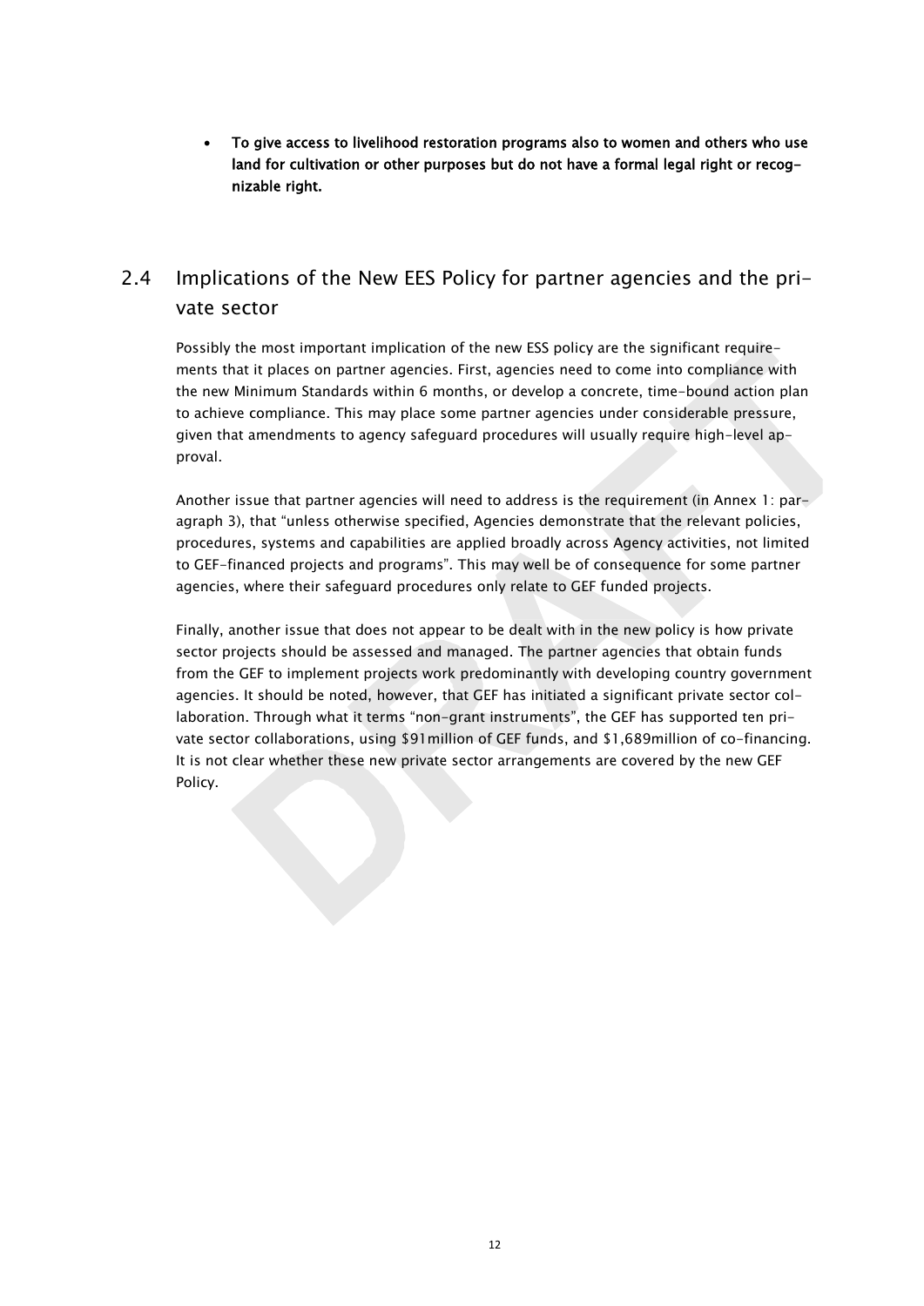- **To give access to livelihood restoration programs also to women and others who use land for cultivation or other purposes but do not have a formal legal right or recognizable right.**

## 2.4 Implications of the New EES Policy for partner agencies and the private sector

Possibly the most important implication of the new ESS policy are the significant requirements that it places on partner agencies. First, agencies need to come into compliance with the new Minimum Standards within 6 months, or develop a concrete, time-bound action plan to achieve compliance. This may place some partner agencies under considerable pressure, given that amendments to agency safeguard procedures will usually require high-level approval.

Another issue that partner agencies will need to address is the requirement (in Annex 1: paragraph 3), that "unless otherwise specified, Agencies demonstrate that the relevant policies, procedures, systems and capabilities are applied broadly across Agency activities, not limited to GEF-financed projects and programs". This may well be of consequence for some partner agencies, where their safeguard procedures only relate to GEF funded projects.

Finally, another issue that does not appear to be dealt with in the new policy is how private sector projects should be assessed and managed. The partner agencies that obtain funds from the GEF to implement projects work predominantly with developing country government agencies. It should be noted, however, that GEF has initiated a significant private sector collaboration. Through what it terms "non-grant instruments", the GEF has supported ten private sector collaborations, using $91million of GEF funds, and $1,689million of co-financing. It is not clear whether these new private sector arrangements are covered by the new GEF Policy.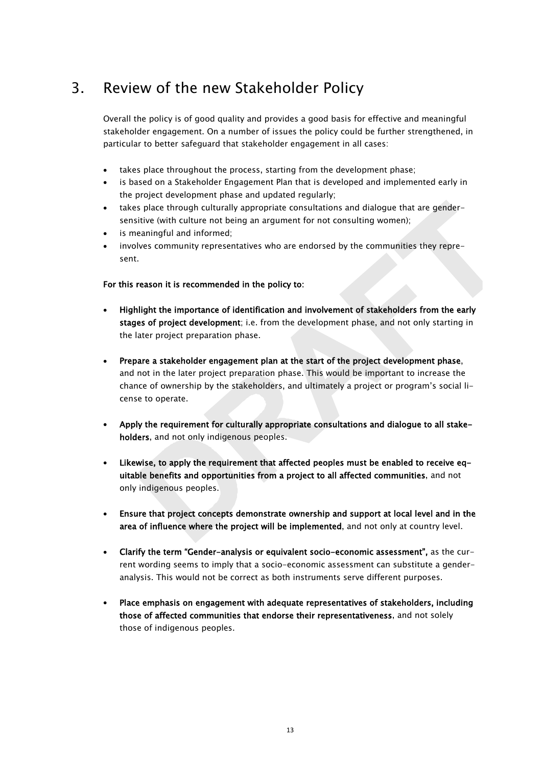# 3. Review of the new Stakeholder Policy

Overall the policy is of good quality and provides a good basis for effective and meaningful stakeholder engagement. On a number of issues the policy could be further strengthened, in particular to better safeguard that stakeholder engagement in all cases:

- takes place throughout the process, starting from the development phase;
- is based on a Stakeholder Engagement Plan that is developed and implemented early in the project development phase and updated regularly;
- takes place through culturally appropriate consultations and dialogue that are gender-sensitive (with culture not being an argument for not consulting women);
- is meaningful and informed;
- involves community representatives who are endorsed by the communities they represent.

**For this reason it is recommended in the policy to:**

- **Highlight the importance of identification and involvement of stakeholders from the early stages of project development**; i.e. from the development phase, and not only starting in the later project preparation phase.

- **Prepare a stakeholder engagement plan at the start of the project development phase**, and not in the later project preparation phase. This would be important to increase the chance of ownership by the stakeholders, and ultimately a project or program's social license to operate.

- **Apply the requirement for culturally appropriate consultations and dialogue to all stakeholders**, and not only indigenous peoples.

- **Likewise, to apply the requirement that affected peoples must be enabled to receive equitable benefits and opportunities from a project to all affected communities**, and not only indigenous peoples.

- **Ensure that project concepts demonstrate ownership and support at local level and in the area of influence where the project will be implemented**, and not only at country level.

- **Clarify the term "Gender-analysis or equivalent socio-economic assessment",** as the current wording seems to imply that a socio-economic assessment can substitute a gender-analysis. This would not be correct as both instruments serve different purposes.

- **Place emphasis on engagement with adequate representatives of stakeholders, including those of affected communities that endorse their representativeness**, and not solely those of indigenous peoples.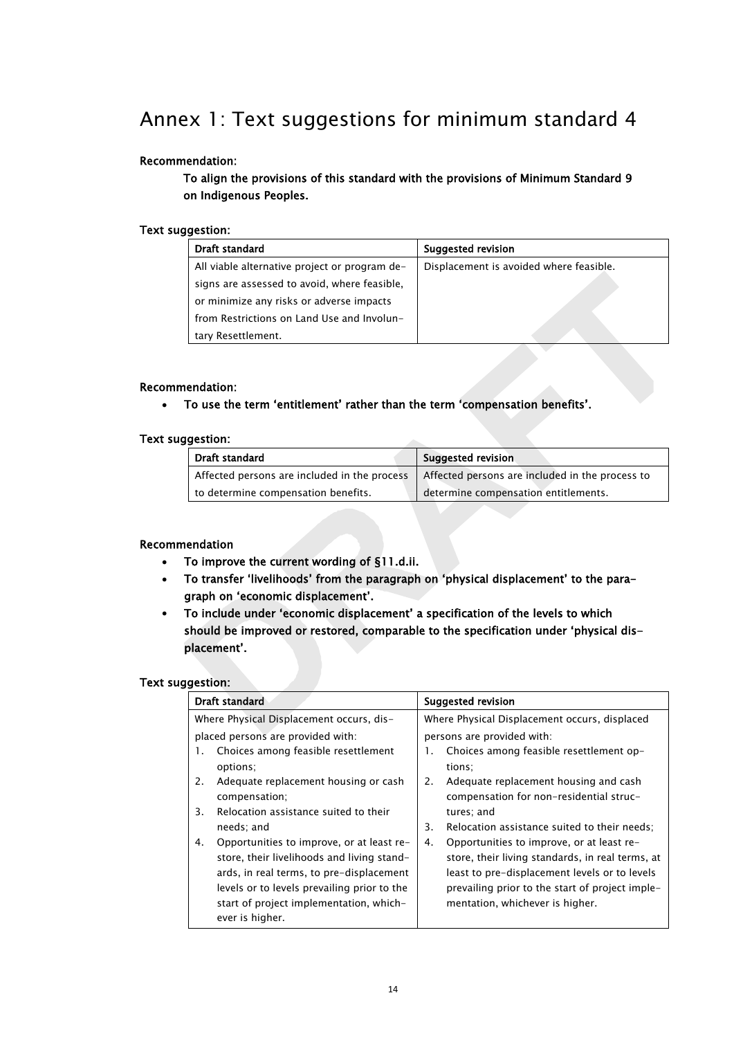# Annex 1: Text suggestions for minimum standard 4

**Recommendation:**

**To align the provisions of this standard with the provisions of Minimum Standard 9 on Indigenous Peoples.**

**Text suggestion:**

| Draft standard | Suggested revision |
| --- | --- |
| All viable alternative project or program designs are assessed to avoid, where feasible, or minimize any risks or adverse impacts from Restrictions on Land Use and Involuntary Resettlement. | Displacement is avoided where feasible. |

**Recommendation:**

- **To use the term 'entitlement' rather than the term 'compensation benefits'.**

**Text suggestion:**

| Draft standard | Suggested revision |
| --- | --- |
| Affected persons are included in the process to determine compensation benefits. | Affected persons are included in the process to determine compensation entitlements. |

**Recommendation**

- **To improve the current wording of §11.d.ii.**
- **To transfer 'livelihoods' from the paragraph on 'physical displacement' to the paragraph on 'economic displacement'.**
- **To include under 'economic displacement' a specification of the levels to which should be improved or restored, comparable to the specification under 'physical displacement'.**

**Text suggestion:**

| Draft standard | Suggested revision |
| --- | --- |
| Where Physical Displacement occurs, displaced persons are provided with:<br>1. Choices among feasible resettlement options;<br>2. Adequate replacement housing or cash compensation;<br>3. Relocation assistance suited to their needs; and<br>4. Opportunities to improve, or at least restore, their livelihoods and living standards, in real terms, to pre-displacement levels or to levels prevailing prior to the start of project implementation, whichever is higher. | Where Physical Displacement occurs, displaced persons are provided with:<br>1. Choices among feasible resettlement options;<br>2. Adequate replacement housing and cash compensation for non-residential structures; and<br>3. Relocation assistance suited to their needs;<br>4. Opportunities to improve, or at least restore, their living standards, in real terms, at least to pre-displacement levels or to levels prevailing prior to the start of project implementation, whichever is higher. |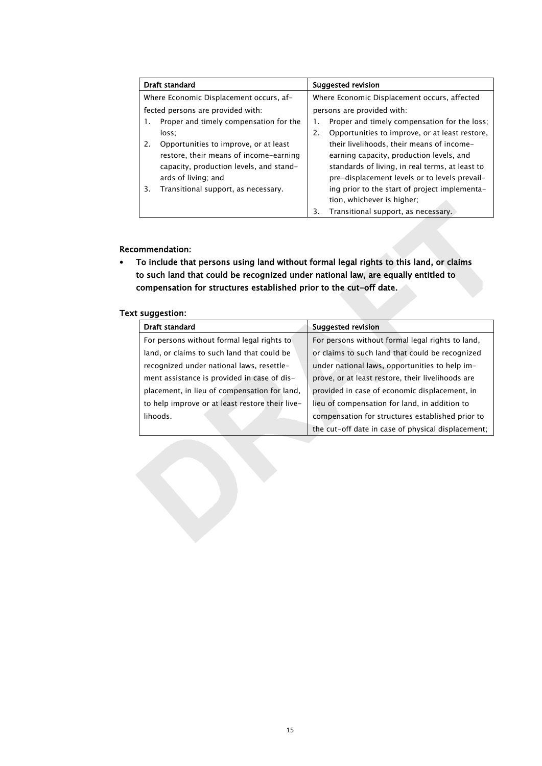| Draft standard | Suggested revision |
| --- | --- |
| Where Economic Displacement occurs, affected persons are provided with:<br>1. Proper and timely compensation for the loss;<br>2. Opportunities to improve, or at least restore, their means of income-earning capacity, production levels, and standards of living; and<br>3. Transitional support, as necessary. | Where Economic Displacement occurs, affected persons are provided with:<br>1. Proper and timely compensation for the loss;<br>2. Opportunities to improve, or at least restore, their livelihoods, their means of income-earning capacity, production levels, and standards of living, in real terms, at least to pre-displacement levels or to levels prevailing prior to the start of project implementation, whichever is higher;<br>3. Transitional support, as necessary. |

**Recommendation:**

- **To include that persons using land without formal legal rights to this land, or claims to such land that could be recognized under national law, are equally entitled to compensation for structures established prior to the cut-off date.**

**Text suggestion:**

| Draft standard | Suggested revision |
| --- | --- |
| For persons without formal legal rights to land, or claims to such land that could be recognized under national laws, resettlement assistance is provided in case of displacement, in lieu of compensation for land, to help improve or at least restore their livelihoods. | For persons without formal legal rights to land, or claims to such land that could be recognized under national laws, opportunities to help improve, or at least restore, their livelihoods are provided in case of economic displacement, in lieu of compensation for land, in addition to compensation for structures established prior to the cut-off date in case of physical displacement; |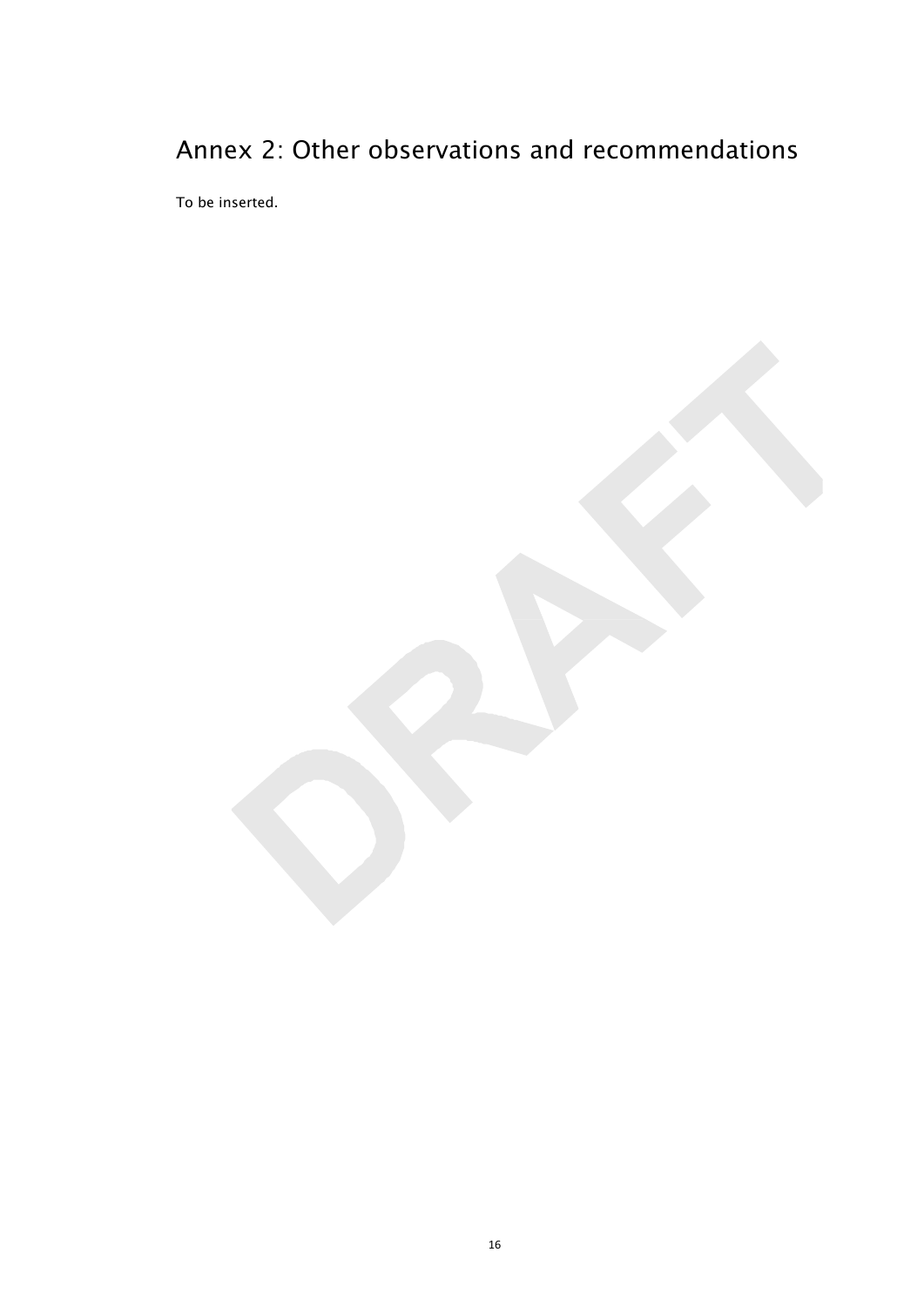# Annex 2: Other observations and recommendations

To be inserted.